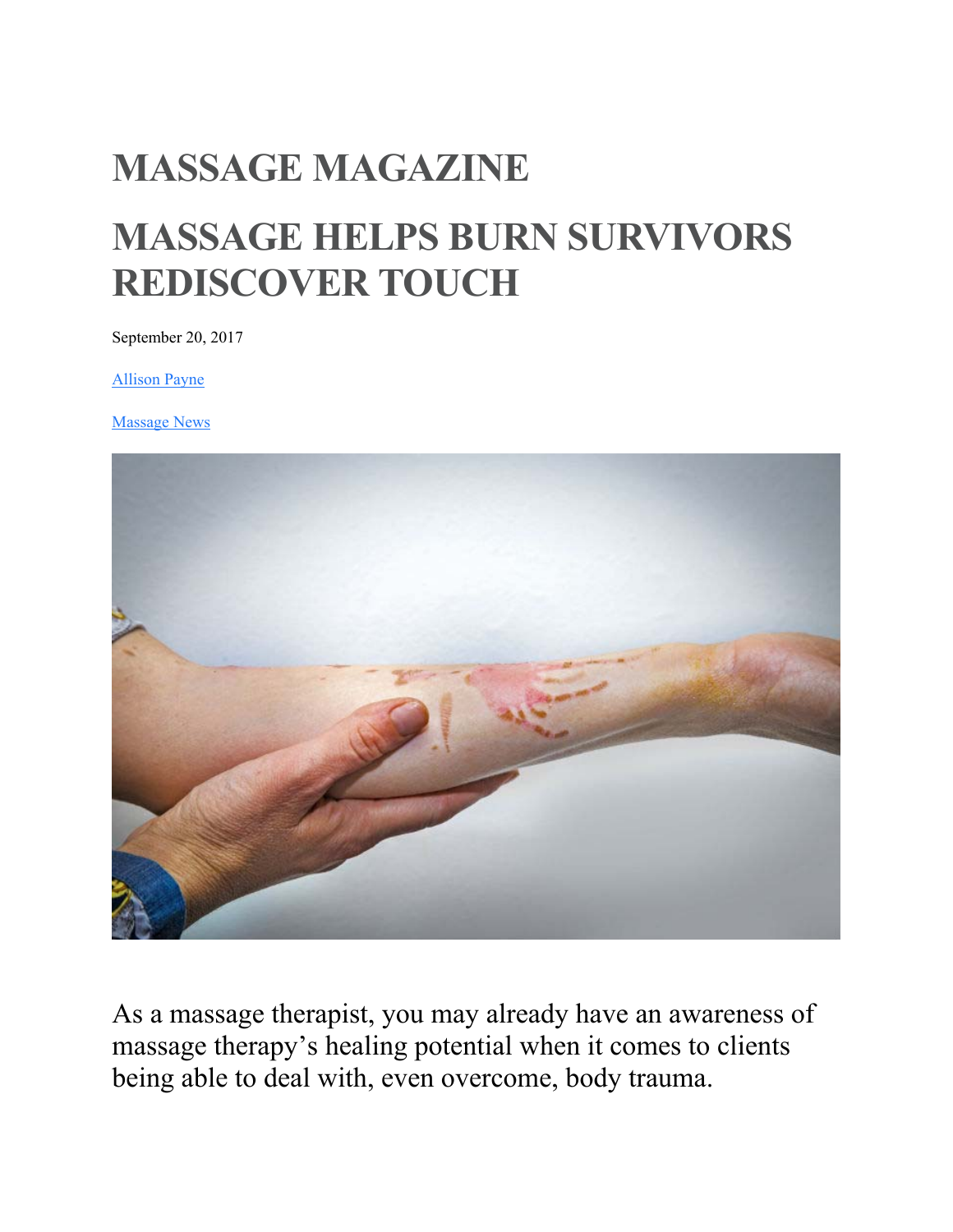# MASSAGE MAGAZINE

# MASSAGE HELPS BURN SURVIVORS REDISCOVER TOUCH

September 20, 2017

Allison Payne

Massage News

As a massage therapist, you may already have an awareness of massage therapy's healing potential when it comes to clients being able to deal with, even overcome, body trauma.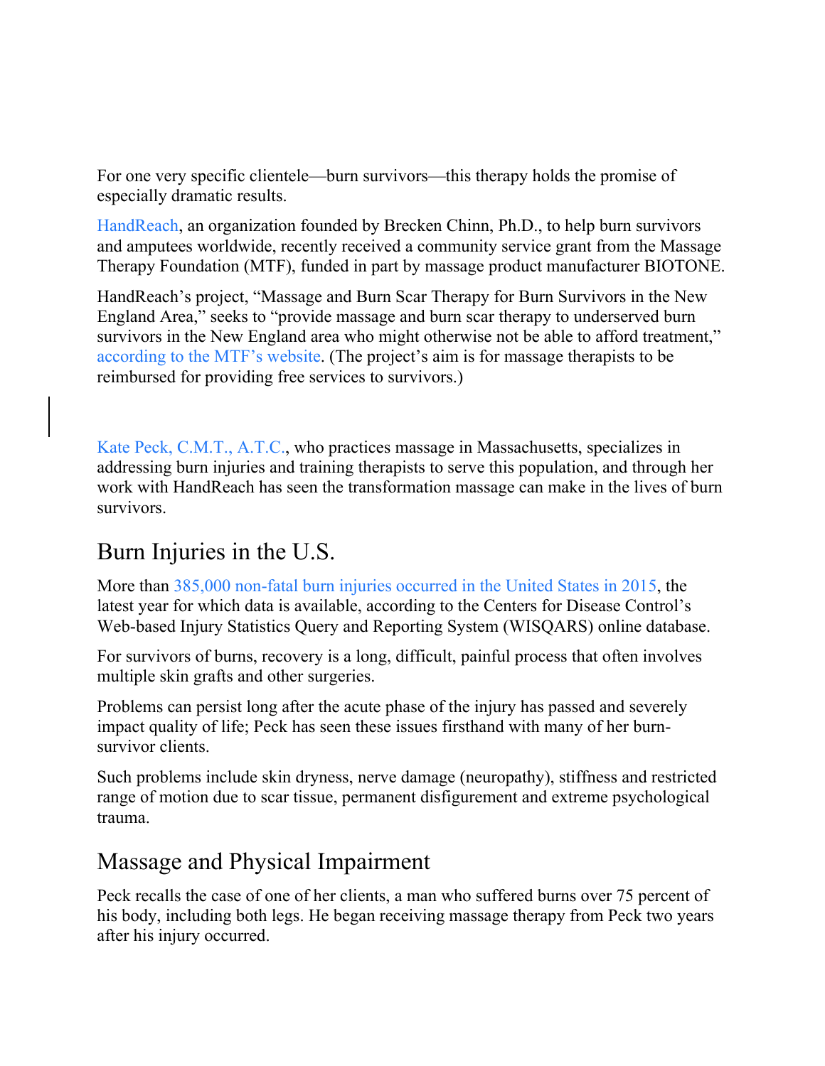For one very specific clientele—burn survivors—this therapy holds the promise of especially dramatic results.

HandReach, an organization founded by Brecken Chinn, Ph.D., to help burn survivors and amputees worldwide, recently received a community service grant from the Massage Therapy Foundation (MTF), funded in part by massage product manufacturer BIOTONE.

HandReach's project, "Massage and Burn Scar Therapy for Burn Survivors in the New England Area," seeks to "provide massage and burn scar therapy to underserved burn survivors in the New England area who might otherwise not be able to afford treatment," according to the MTF's website. (The project's aim is for massage therapists to be reimbursed for providing free services to survivors.)

Kate Peck, C.M.T., A.T.C., who practices massage in Massachusetts, specializes in addressing burn injuries and training therapists to serve this population, and through her work with HandReach has seen the transformation massage can make in the lives of burn survivors.

## Burn Injuries in the U.S.

More than 385,000 non-fatal burn injuries occurred in the United States in 2015, the latest year for which data is available, according to the Centers for Disease Control's Web-based Injury Statistics Query and Reporting System (WISQARS) online database.

For survivors of burns, recovery is a long, difficult, painful process that often involves multiple skin grafts and other surgeries.

Problems can persist long after the acute phase of the injury has passed and severely impact quality of life; Peck has seen these issues firsthand with many of her burn-survivor clients.

Such problems include skin dryness, nerve damage (neuropathy), stiffness and restricted range of motion due to scar tissue, permanent disfigurement and extreme psychological trauma.

## Massage and Physical Impairment

Peck recalls the case of one of her clients, a man who suffered burns over 75 percent of his body, including both legs. He began receiving massage therapy from Peck two years after his injury occurred.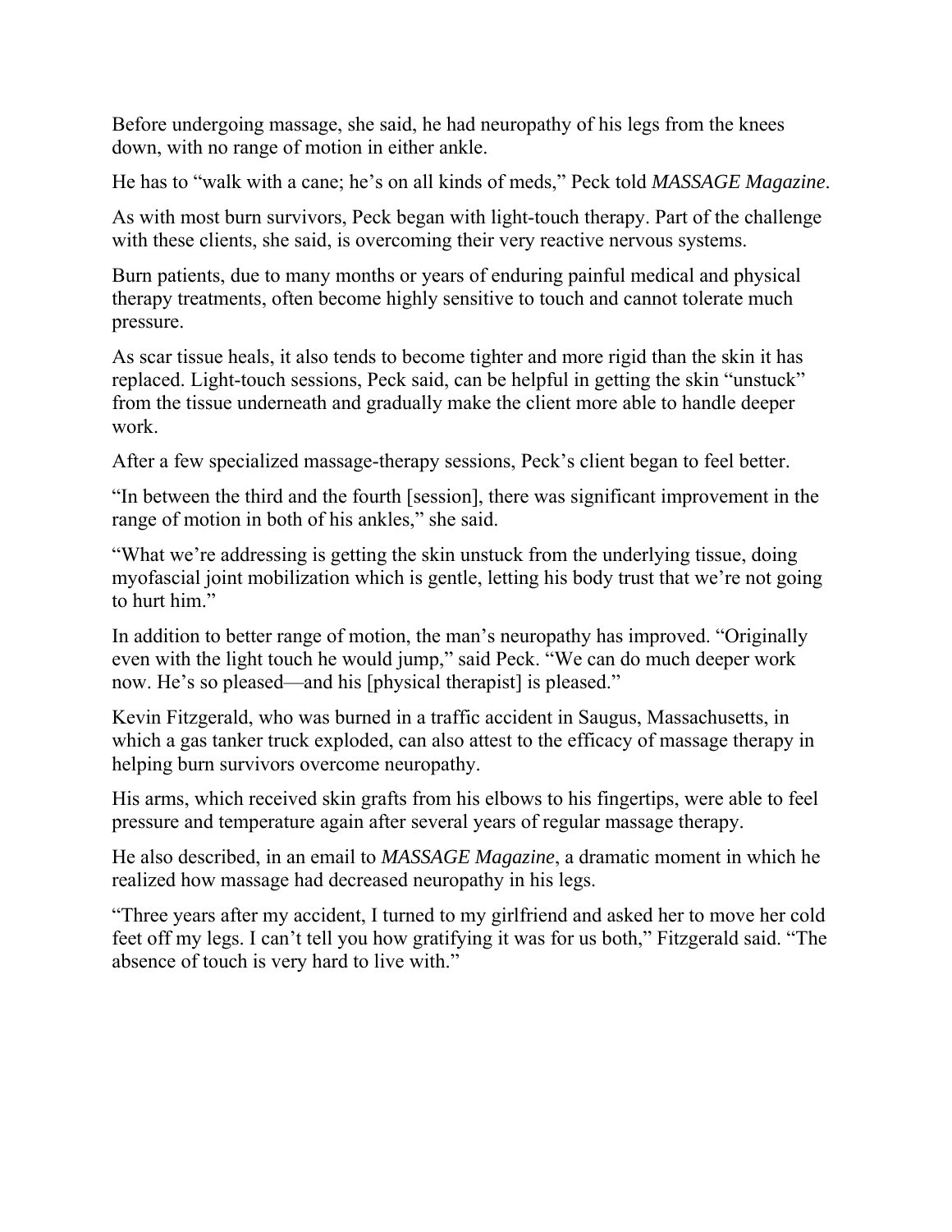Before undergoing massage, she said, he had neuropathy of his legs from the knees down, with no range of motion in either ankle.

He has to "walk with a cane; he's on all kinds of meds," Peck told *MASSAGE Magazine*.

As with most burn survivors, Peck began with light-touch therapy. Part of the challenge with these clients, she said, is overcoming their very reactive nervous systems.

Burn patients, due to many months or years of enduring painful medical and physical therapy treatments, often become highly sensitive to touch and cannot tolerate much pressure.

As scar tissue heals, it also tends to become tighter and more rigid than the skin it has replaced. Light-touch sessions, Peck said, can be helpful in getting the skin "unstuck" from the tissue underneath and gradually make the client more able to handle deeper work.

After a few specialized massage-therapy sessions, Peck's client began to feel better.

"In between the third and the fourth [session], there was significant improvement in the range of motion in both of his ankles," she said.

"What we're addressing is getting the skin unstuck from the underlying tissue, doing myofascial joint mobilization which is gentle, letting his body trust that we're not going to hurt him."

In addition to better range of motion, the man's neuropathy has improved. "Originally even with the light touch he would jump," said Peck. "We can do much deeper work now. He's so pleased—and his [physical therapist] is pleased."

Kevin Fitzgerald, who was burned in a traffic accident in Saugus, Massachusetts, in which a gas tanker truck exploded, can also attest to the efficacy of massage therapy in helping burn survivors overcome neuropathy.

His arms, which received skin grafts from his elbows to his fingertips, were able to feel pressure and temperature again after several years of regular massage therapy.

He also described, in an email to *MASSAGE Magazine*, a dramatic moment in which he realized how massage had decreased neuropathy in his legs.

"Three years after my accident, I turned to my girlfriend and asked her to move her cold feet off my legs. I can't tell you how gratifying it was for us both," Fitzgerald said. "The absence of touch is very hard to live with."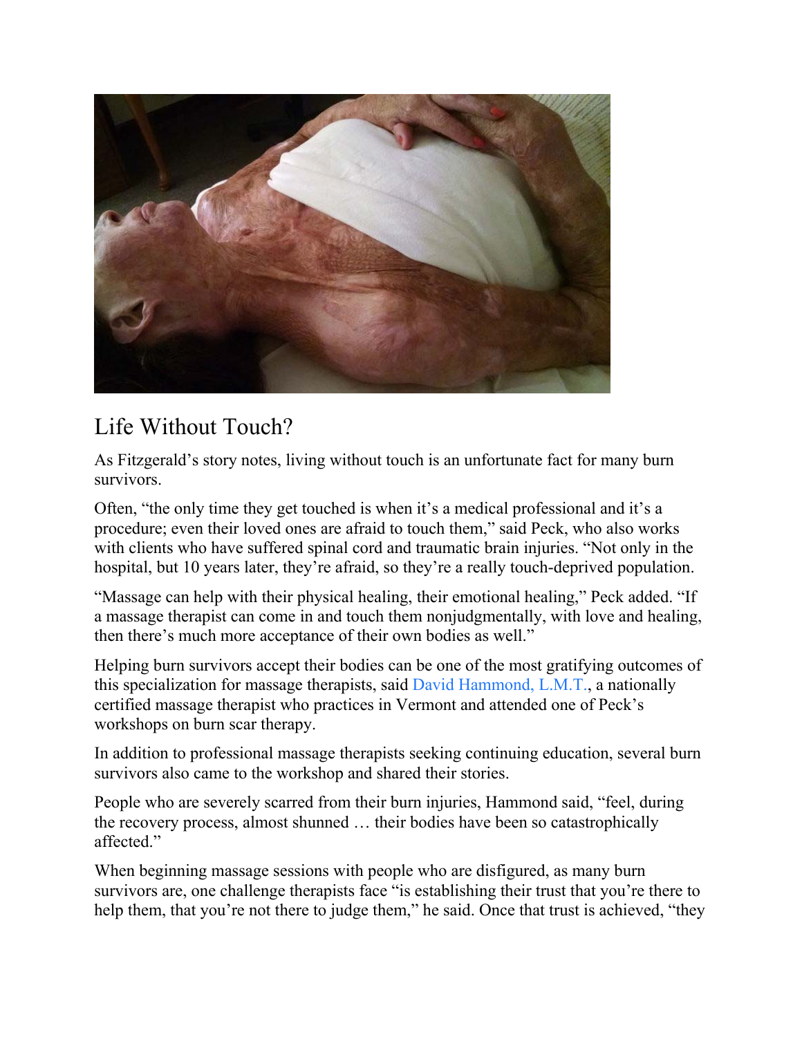## Life Without Touch?

As Fitzgerald's story notes, living without touch is an unfortunate fact for many burn survivors.

Often, "the only time they get touched is when it's a medical professional and it's a procedure; even their loved ones are afraid to touch them," said Peck, who also works with clients who have suffered spinal cord and traumatic brain injuries. "Not only in the hospital, but 10 years later, they're afraid, so they're a really touch-deprived population.

"Massage can help with their physical healing, their emotional healing," Peck added. "If a massage therapist can come in and touch them nonjudgmentally, with love and healing, then there's much more acceptance of their own bodies as well."

Helping burn survivors accept their bodies can be one of the most gratifying outcomes of this specialization for massage therapists, said David Hammond, L.M.T., a nationally certified massage therapist who practices in Vermont and attended one of Peck's workshops on burn scar therapy.

In addition to professional massage therapists seeking continuing education, several burn survivors also came to the workshop and shared their stories.

People who are severely scarred from their burn injuries, Hammond said, "feel, during the recovery process, almost shunned … their bodies have been so catastrophically affected."

When beginning massage sessions with people who are disfigured, as many burn survivors are, one challenge therapists face "is establishing their trust that you're there to help them, that you're not there to judge them," he said. Once that trust is achieved, "they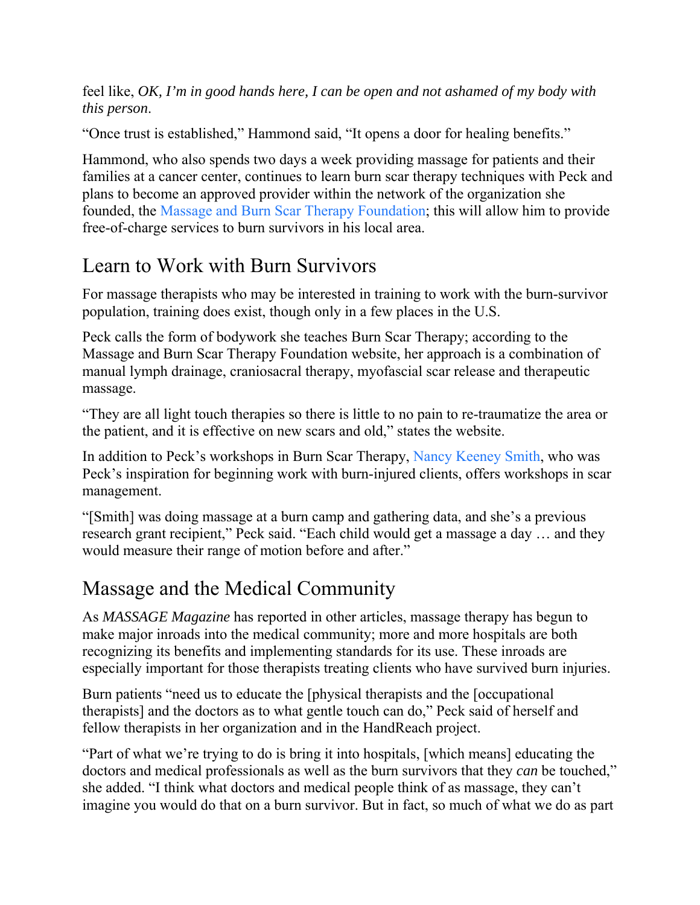feel like, *OK, I'm in good hands here, I can be open and not ashamed of my body with this person*.

"Once trust is established," Hammond said, "It opens a door for healing benefits."

Hammond, who also spends two days a week providing massage for patients and their families at a cancer center, continues to learn burn scar therapy techniques with Peck and plans to become an approved provider within the network of the organization she founded, the Massage and Burn Scar Therapy Foundation; this will allow him to provide free-of-charge services to burn survivors in his local area.

## Learn to Work with Burn Survivors

For massage therapists who may be interested in training to work with the burn-survivor population, training does exist, though only in a few places in the U.S.

Peck calls the form of bodywork she teaches Burn Scar Therapy; according to the Massage and Burn Scar Therapy Foundation website, her approach is a combination of manual lymph drainage, craniosacral therapy, myofascial scar release and therapeutic massage.

"They are all light touch therapies so there is little to no pain to re-traumatize the area or the patient, and it is effective on new scars and old," states the website.

In addition to Peck's workshops in Burn Scar Therapy, Nancy Keeney Smith, who was Peck's inspiration for beginning work with burn-injured clients, offers workshops in scar management.

"[Smith] was doing massage at a burn camp and gathering data, and she's a previous research grant recipient," Peck said. "Each child would get a massage a day … and they would measure their range of motion before and after."

## Massage and the Medical Community

As *MASSAGE Magazine* has reported in other articles, massage therapy has begun to make major inroads into the medical community; more and more hospitals are both recognizing its benefits and implementing standards for its use. These inroads are especially important for those therapists treating clients who have survived burn injuries.

Burn patients "need us to educate the [physical therapists and the [occupational therapists] and the doctors as to what gentle touch can do," Peck said of herself and fellow therapists in her organization and in the HandReach project.

"Part of what we're trying to do is bring it into hospitals, [which means] educating the doctors and medical professionals as well as the burn survivors that they *can* be touched," she added. "I think what doctors and medical people think of as massage, they can't imagine you would do that on a burn survivor. But in fact, so much of what we do as part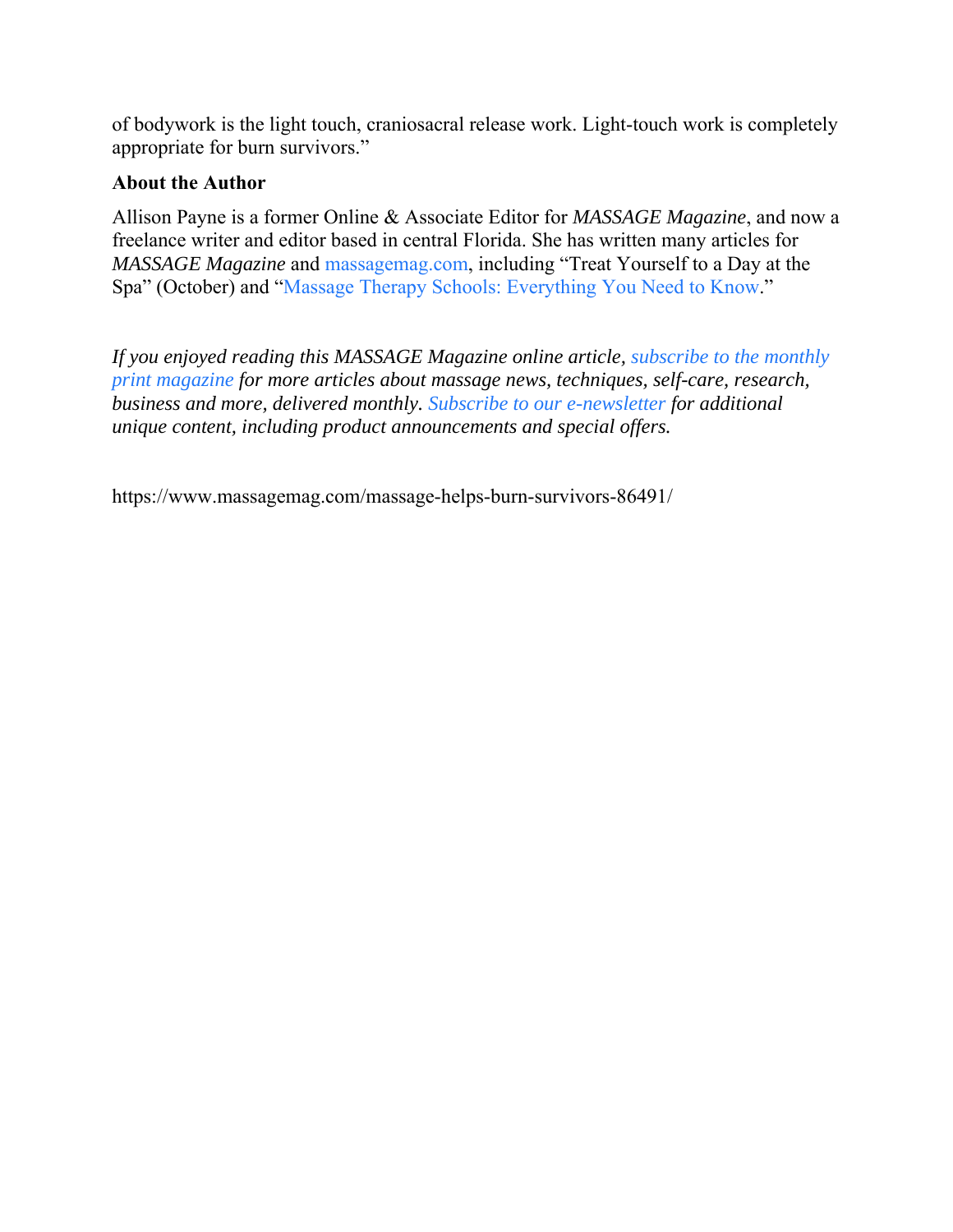of bodywork is the light touch, craniosacral release work. Light-touch work is completely appropriate for burn survivors."

**About the Author**

Allison Payne is a former Online & Associate Editor for *MASSAGE Magazine*, and now a freelance writer and editor based in central Florida. She has written many articles for *MASSAGE Magazine* and massagemag.com, including "Treat Yourself to a Day at the Spa" (October) and "Massage Therapy Schools: Everything You Need to Know."

*If you enjoyed reading this MASSAGE Magazine online article, subscribe to the monthly print magazine for more articles about massage news, techniques, self-care, research, business and more, delivered monthly. Subscribe to our e-newsletter for additional unique content, including product announcements and special offers.*

https://www.massagemag.com/massage-helps-burn-survivors-86491/